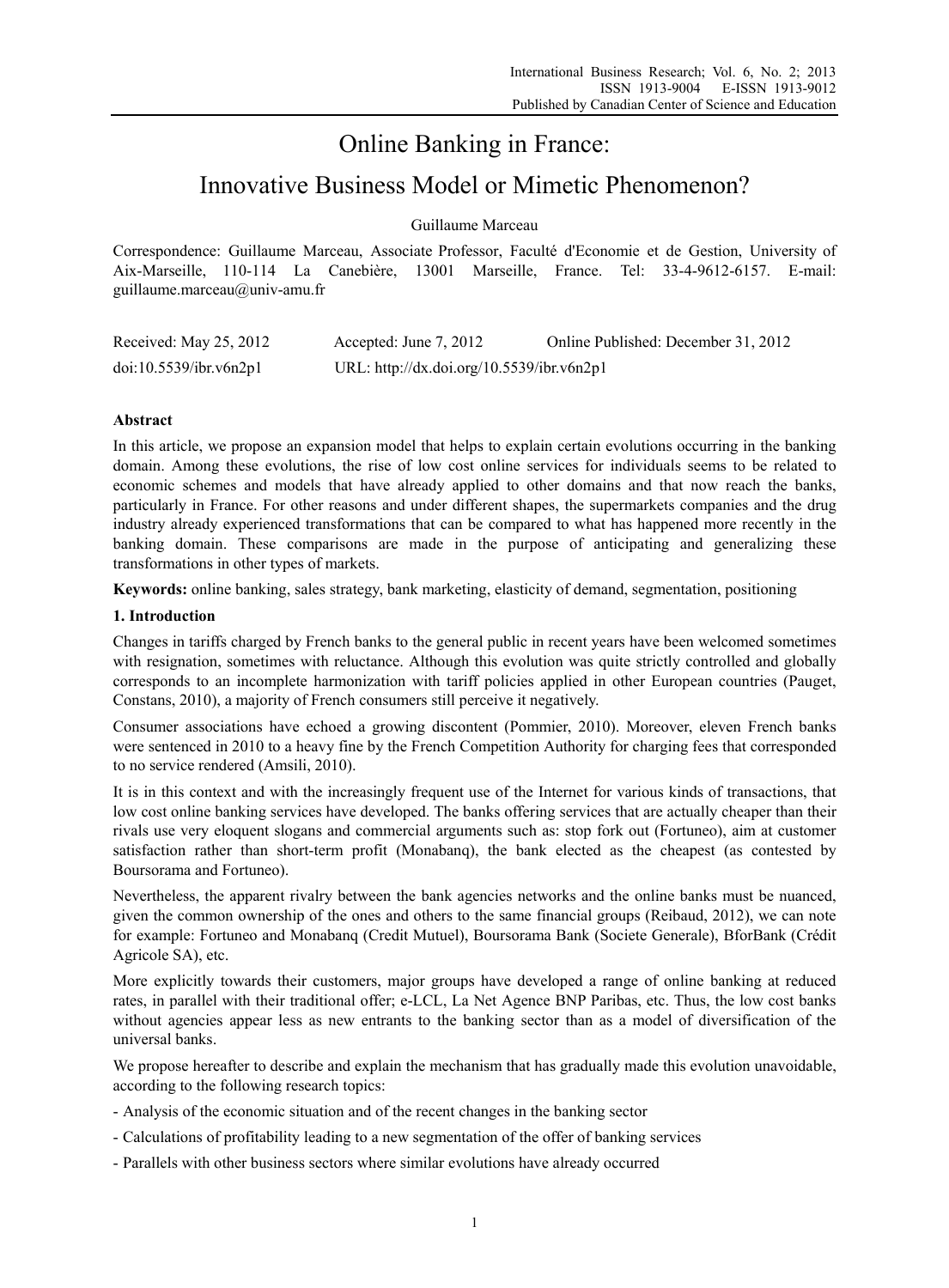# Online Banking in France:

# Innovative Business Model or Mimetic Phenomenon?

Guillaume Marceau

Correspondence: Guillaume Marceau, Associate Professor, Faculté d'Economie et de Gestion, University of Aix-Marseille, 110-114 La Canebière, 13001 Marseille, France. Tel: 33-4-9612-6157. E-mail: guillaume.marceau@univ-amu.fr

Received: May 25, 2012   Accepted: June 7, 2012   Online Published: December 31, 2012

doi:10.5539/ibr.v6n2p1   URL: http://dx.doi.org/10.5539/ibr.v6n2p1

**Abstract**

In this article, we propose an expansion model that helps to explain certain evolutions occurring in the banking domain. Among these evolutions, the rise of low cost online services for individuals seems to be related to economic schemes and models that have already applied to other domains and that now reach the banks, particularly in France. For other reasons and under different shapes, the supermarkets companies and the drug industry already experienced transformations that can be compared to what has happened more recently in the banking domain. These comparisons are made in the purpose of anticipating and generalizing these transformations in other types of markets.

**Keywords:** online banking, sales strategy, bank marketing, elasticity of demand, segmentation, positioning

## 1. Introduction

Changes in tariffs charged by French banks to the general public in recent years have been welcomed sometimes with resignation, sometimes with reluctance. Although this evolution was quite strictly controlled and globally corresponds to an incomplete harmonization with tariff policies applied in other European countries (Pauget, Constans, 2010), a majority of French consumers still perceive it negatively.

Consumer associations have echoed a growing discontent (Pommier, 2010). Moreover, eleven French banks were sentenced in 2010 to a heavy fine by the French Competition Authority for charging fees that corresponded to no service rendered (Amsili, 2010).

It is in this context and with the increasingly frequent use of the Internet for various kinds of transactions, that low cost online banking services have developed. The banks offering services that are actually cheaper than their rivals use very eloquent slogans and commercial arguments such as: stop fork out (Fortuneo), aim at customer satisfaction rather than short-term profit (Monabanq), the bank elected as the cheapest (as contested by Boursorama and Fortuneo).

Nevertheless, the apparent rivalry between the bank agencies networks and the online banks must be nuanced, given the common ownership of the ones and others to the same financial groups (Reibaud, 2012), we can note for example: Fortuneo and Monabanq (Credit Mutuel), Boursorama Bank (Societe Generale), BforBank (Crédit Agricole SA), etc.

More explicitly towards their customers, major groups have developed a range of online banking at reduced rates, in parallel with their traditional offer; e-LCL, La Net Agence BNP Paribas, etc. Thus, the low cost banks without agencies appear less as new entrants to the banking sector than as a model of diversification of the universal banks.

We propose hereafter to describe and explain the mechanism that has gradually made this evolution unavoidable, according to the following research topics:

- Analysis of the economic situation and of the recent changes in the banking sector
- Calculations of profitability leading to a new segmentation of the offer of banking services
- Parallels with other business sectors where similar evolutions have already occurred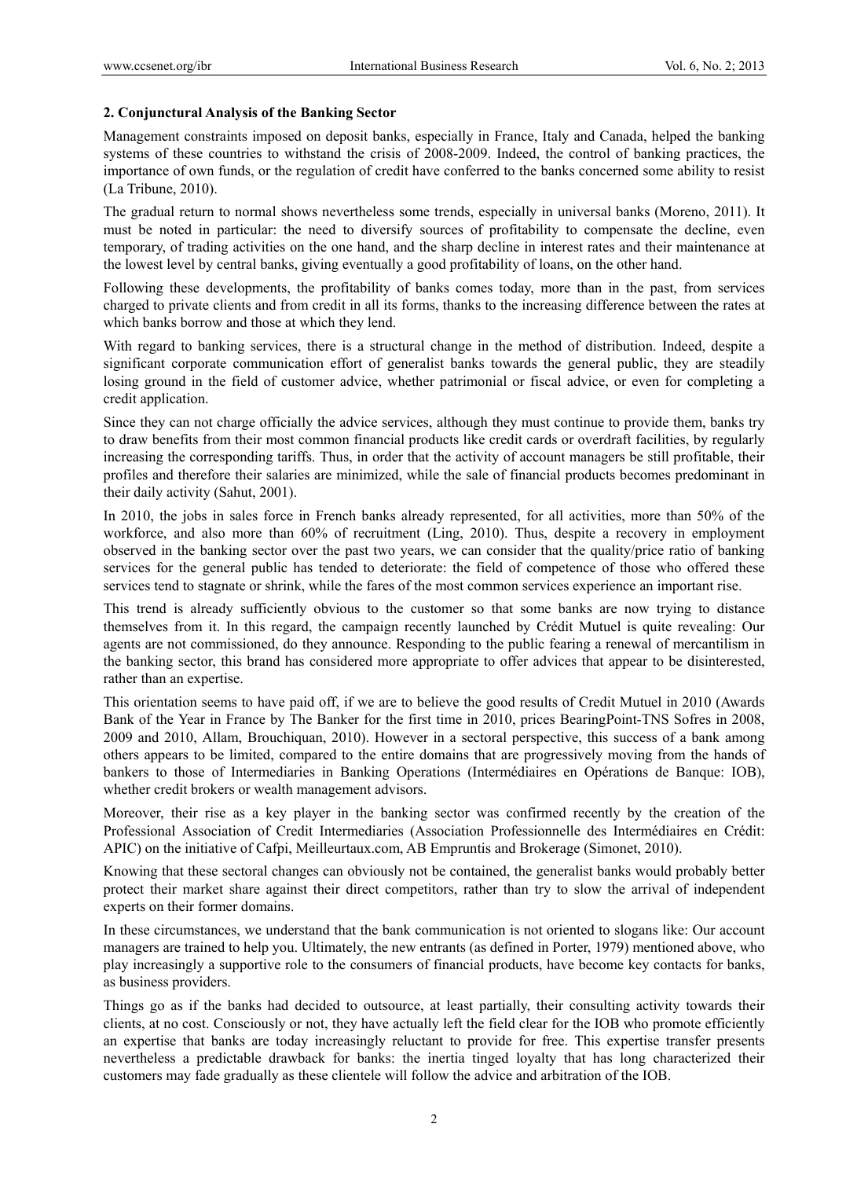## 2. Conjunctural Analysis of the Banking Sector

Management constraints imposed on deposit banks, especially in France, Italy and Canada, helped the banking systems of these countries to withstand the crisis of 2008-2009. Indeed, the control of banking practices, the importance of own funds, or the regulation of credit have conferred to the banks concerned some ability to resist (La Tribune, 2010).

The gradual return to normal shows nevertheless some trends, especially in universal banks (Moreno, 2011). It must be noted in particular: the need to diversify sources of profitability to compensate the decline, even temporary, of trading activities on the one hand, and the sharp decline in interest rates and their maintenance at the lowest level by central banks, giving eventually a good profitability of loans, on the other hand.

Following these developments, the profitability of banks comes today, more than in the past, from services charged to private clients and from credit in all its forms, thanks to the increasing difference between the rates at which banks borrow and those at which they lend.

With regard to banking services, there is a structural change in the method of distribution. Indeed, despite a significant corporate communication effort of generalist banks towards the general public, they are steadily losing ground in the field of customer advice, whether patrimonial or fiscal advice, or even for completing a credit application.

Since they can not charge officially the advice services, although they must continue to provide them, banks try to draw benefits from their most common financial products like credit cards or overdraft facilities, by regularly increasing the corresponding tariffs. Thus, in order that the activity of account managers be still profitable, their profiles and therefore their salaries are minimized, while the sale of financial products becomes predominant in their daily activity (Sahut, 2001).

In 2010, the jobs in sales force in French banks already represented, for all activities, more than 50% of the workforce, and also more than 60% of recruitment (Ling, 2010). Thus, despite a recovery in employment observed in the banking sector over the past two years, we can consider that the quality/price ratio of banking services for the general public has tended to deteriorate: the field of competence of those who offered these services tend to stagnate or shrink, while the fares of the most common services experience an important rise.

This trend is already sufficiently obvious to the customer so that some banks are now trying to distance themselves from it. In this regard, the campaign recently launched by Crédit Mutuel is quite revealing: Our agents are not commissioned, do they announce. Responding to the public fearing a renewal of mercantilism in the banking sector, this brand has considered more appropriate to offer advices that appear to be disinterested, rather than an expertise.

This orientation seems to have paid off, if we are to believe the good results of Credit Mutuel in 2010 (Awards Bank of the Year in France by The Banker for the first time in 2010, prices BearingPoint-TNS Sofres in 2008, 2009 and 2010, Allam, Brouchiquan, 2010). However in a sectoral perspective, this success of a bank among others appears to be limited, compared to the entire domains that are progressively moving from the hands of bankers to those of Intermediaries in Banking Operations (Intermédiaires en Opérations de Banque: IOB), whether credit brokers or wealth management advisors.

Moreover, their rise as a key player in the banking sector was confirmed recently by the creation of the Professional Association of Credit Intermediaries (Association Professionnelle des Intermédiaires en Crédit: APIC) on the initiative of Cafpi, Meilleurtaux.com, AB Empruntis and Brokerage (Simonet, 2010).

Knowing that these sectoral changes can obviously not be contained, the generalist banks would probably better protect their market share against their direct competitors, rather than try to slow the arrival of independent experts on their former domains.

In these circumstances, we understand that the bank communication is not oriented to slogans like: Our account managers are trained to help you. Ultimately, the new entrants (as defined in Porter, 1979) mentioned above, who play increasingly a supportive role to the consumers of financial products, have become key contacts for banks, as business providers.

Things go as if the banks had decided to outsource, at least partially, their consulting activity towards their clients, at no cost. Consciously or not, they have actually left the field clear for the IOB who promote efficiently an expertise that banks are today increasingly reluctant to provide for free. This expertise transfer presents nevertheless a predictable drawback for banks: the inertia tinged loyalty that has long characterized their customers may fade gradually as these clientele will follow the advice and arbitration of the IOB.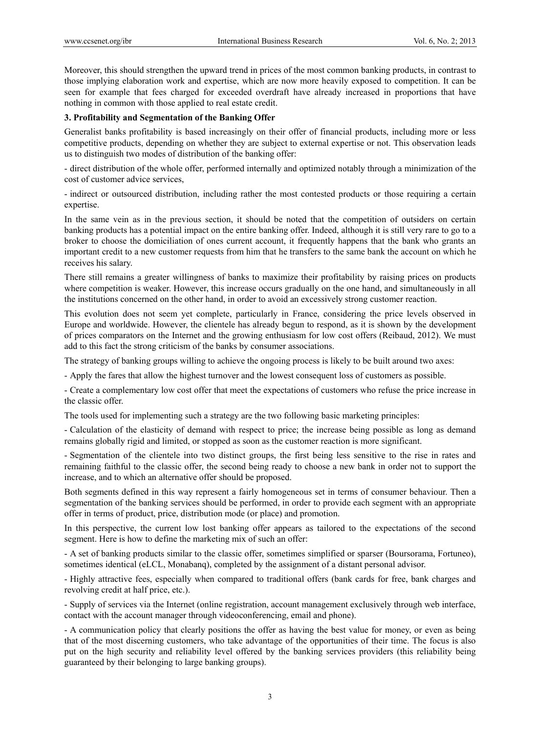Moreover, this should strengthen the upward trend in prices of the most common banking products, in contrast to those implying elaboration work and expertise, which are now more heavily exposed to competition. It can be seen for example that fees charged for exceeded overdraft have already increased in proportions that have nothing in common with those applied to real estate credit.

## 3. Profitability and Segmentation of the Banking Offer

Generalist banks profitability is based increasingly on their offer of financial products, including more or less competitive products, depending on whether they are subject to external expertise or not. This observation leads us to distinguish two modes of distribution of the banking offer:

- direct distribution of the whole offer, performed internally and optimized notably through a minimization of the cost of customer advice services,
- indirect or outsourced distribution, including rather the most contested products or those requiring a certain expertise.

In the same vein as in the previous section, it should be noted that the competition of outsiders on certain banking products has a potential impact on the entire banking offer. Indeed, although it is still very rare to go to a broker to choose the domiciliation of ones current account, it frequently happens that the bank who grants an important credit to a new customer requests from him that he transfers to the same bank the account on which he receives his salary.

There still remains a greater willingness of banks to maximize their profitability by raising prices on products where competition is weaker. However, this increase occurs gradually on the one hand, and simultaneously in all the institutions concerned on the other hand, in order to avoid an excessively strong customer reaction.

This evolution does not seem yet complete, particularly in France, considering the price levels observed in Europe and worldwide. However, the clientele has already begun to respond, as it is shown by the development of prices comparators on the Internet and the growing enthusiasm for low cost offers (Reibaud, 2012). We must add to this fact the strong criticism of the banks by consumer associations.

The strategy of banking groups willing to achieve the ongoing process is likely to be built around two axes:

- Apply the fares that allow the highest turnover and the lowest consequent loss of customers as possible.
- Create a complementary low cost offer that meet the expectations of customers who refuse the price increase in the classic offer.

The tools used for implementing such a strategy are the two following basic marketing principles:

- Calculation of the elasticity of demand with respect to price; the increase being possible as long as demand remains globally rigid and limited, or stopped as soon as the customer reaction is more significant.
- Segmentation of the clientele into two distinct groups, the first being less sensitive to the rise in rates and remaining faithful to the classic offer, the second being ready to choose a new bank in order not to support the increase, and to which an alternative offer should be proposed.

Both segments defined in this way represent a fairly homogeneous set in terms of consumer behaviour. Then a segmentation of the banking services should be performed, in order to provide each segment with an appropriate offer in terms of product, price, distribution mode (or place) and promotion.

In this perspective, the current low lost banking offer appears as tailored to the expectations of the second segment. Here is how to define the marketing mix of such an offer:

- A set of banking products similar to the classic offer, sometimes simplified or sparser (Boursorama, Fortuneo), sometimes identical (eLCL, Monabanq), completed by the assignment of a distant personal advisor.
- Highly attractive fees, especially when compared to traditional offers (bank cards for free, bank charges and revolving credit at half price, etc.).
- Supply of services via the Internet (online registration, account management exclusively through web interface, contact with the account manager through videoconferencing, email and phone).
- A communication policy that clearly positions the offer as having the best value for money, or even as being that of the most discerning customers, who take advantage of the opportunities of their time. The focus is also put on the high security and reliability level offered by the banking services providers (this reliability being guaranteed by their belonging to large banking groups).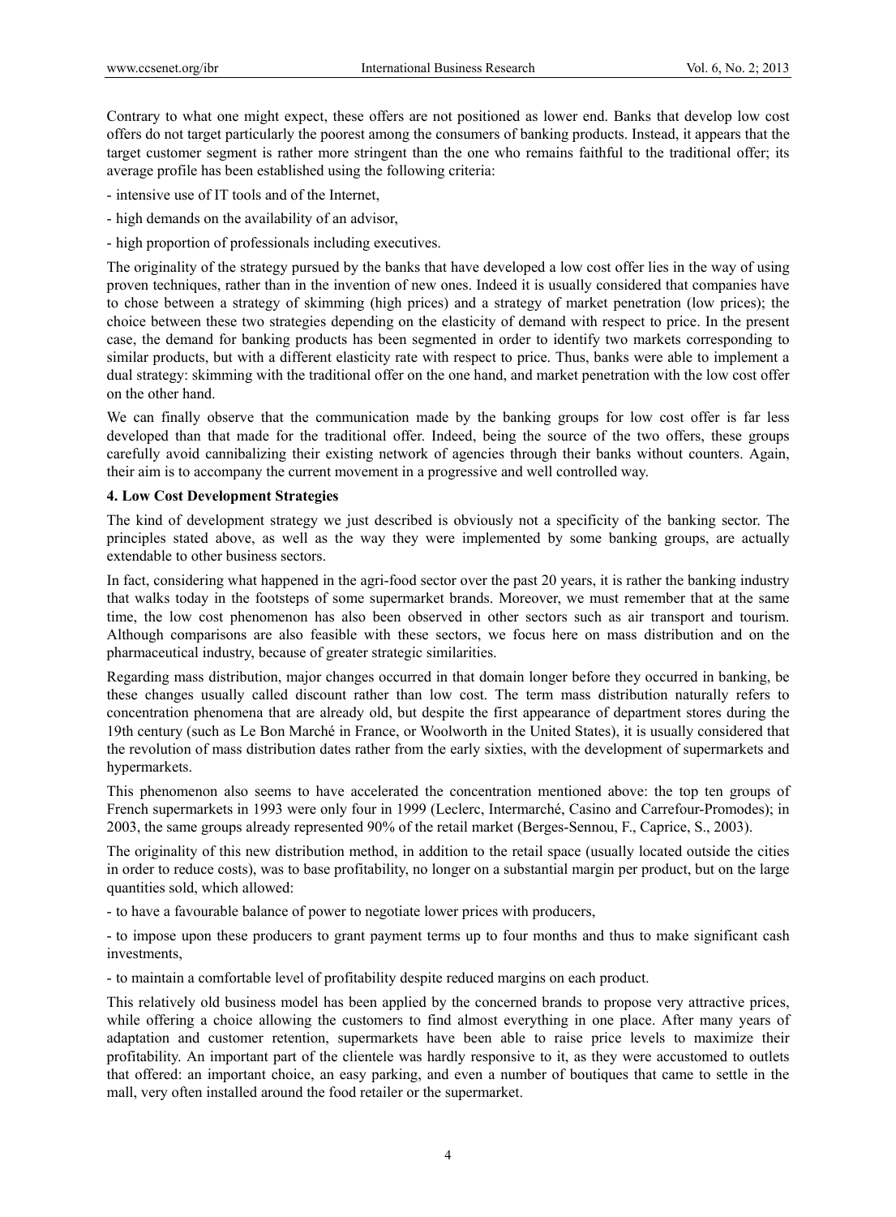Contrary to what one might expect, these offers are not positioned as lower end. Banks that develop low cost offers do not target particularly the poorest among the consumers of banking products. Instead, it appears that the target customer segment is rather more stringent than the one who remains faithful to the traditional offer; its average profile has been established using the following criteria:

- intensive use of IT tools and of the Internet,
- high demands on the availability of an advisor,
- high proportion of professionals including executives.

The originality of the strategy pursued by the banks that have developed a low cost offer lies in the way of using proven techniques, rather than in the invention of new ones. Indeed it is usually considered that companies have to chose between a strategy of skimming (high prices) and a strategy of market penetration (low prices); the choice between these two strategies depending on the elasticity of demand with respect to price. In the present case, the demand for banking products has been segmented in order to identify two markets corresponding to similar products, but with a different elasticity rate with respect to price. Thus, banks were able to implement a dual strategy: skimming with the traditional offer on the one hand, and market penetration with the low cost offer on the other hand.

We can finally observe that the communication made by the banking groups for low cost offer is far less developed than that made for the traditional offer. Indeed, being the source of the two offers, these groups carefully avoid cannibalizing their existing network of agencies through their banks without counters. Again, their aim is to accompany the current movement in a progressive and well controlled way.

## 4. Low Cost Development Strategies

The kind of development strategy we just described is obviously not a specificity of the banking sector. The principles stated above, as well as the way they were implemented by some banking groups, are actually extendable to other business sectors.

In fact, considering what happened in the agri-food sector over the past 20 years, it is rather the banking industry that walks today in the footsteps of some supermarket brands. Moreover, we must remember that at the same time, the low cost phenomenon has also been observed in other sectors such as air transport and tourism. Although comparisons are also feasible with these sectors, we focus here on mass distribution and on the pharmaceutical industry, because of greater strategic similarities.

Regarding mass distribution, major changes occurred in that domain longer before they occurred in banking, be these changes usually called discount rather than low cost. The term mass distribution naturally refers to concentration phenomena that are already old, but despite the first appearance of department stores during the 19th century (such as Le Bon Marché in France, or Woolworth in the United States), it is usually considered that the revolution of mass distribution dates rather from the early sixties, with the development of supermarkets and hypermarkets.

This phenomenon also seems to have accelerated the concentration mentioned above: the top ten groups of French supermarkets in 1993 were only four in 1999 (Leclerc, Intermarché, Casino and Carrefour-Promodes); in 2003, the same groups already represented 90% of the retail market (Berges-Sennou, F., Caprice, S., 2003).

The originality of this new distribution method, in addition to the retail space (usually located outside the cities in order to reduce costs), was to base profitability, no longer on a substantial margin per product, but on the large quantities sold, which allowed:

- to have a favourable balance of power to negotiate lower prices with producers,
- to impose upon these producers to grant payment terms up to four months and thus to make significant cash investments,
- to maintain a comfortable level of profitability despite reduced margins on each product.

This relatively old business model has been applied by the concerned brands to propose very attractive prices, while offering a choice allowing the customers to find almost everything in one place. After many years of adaptation and customer retention, supermarkets have been able to raise price levels to maximize their profitability. An important part of the clientele was hardly responsive to it, as they were accustomed to outlets that offered: an important choice, an easy parking, and even a number of boutiques that came to settle in the mall, very often installed around the food retailer or the supermarket.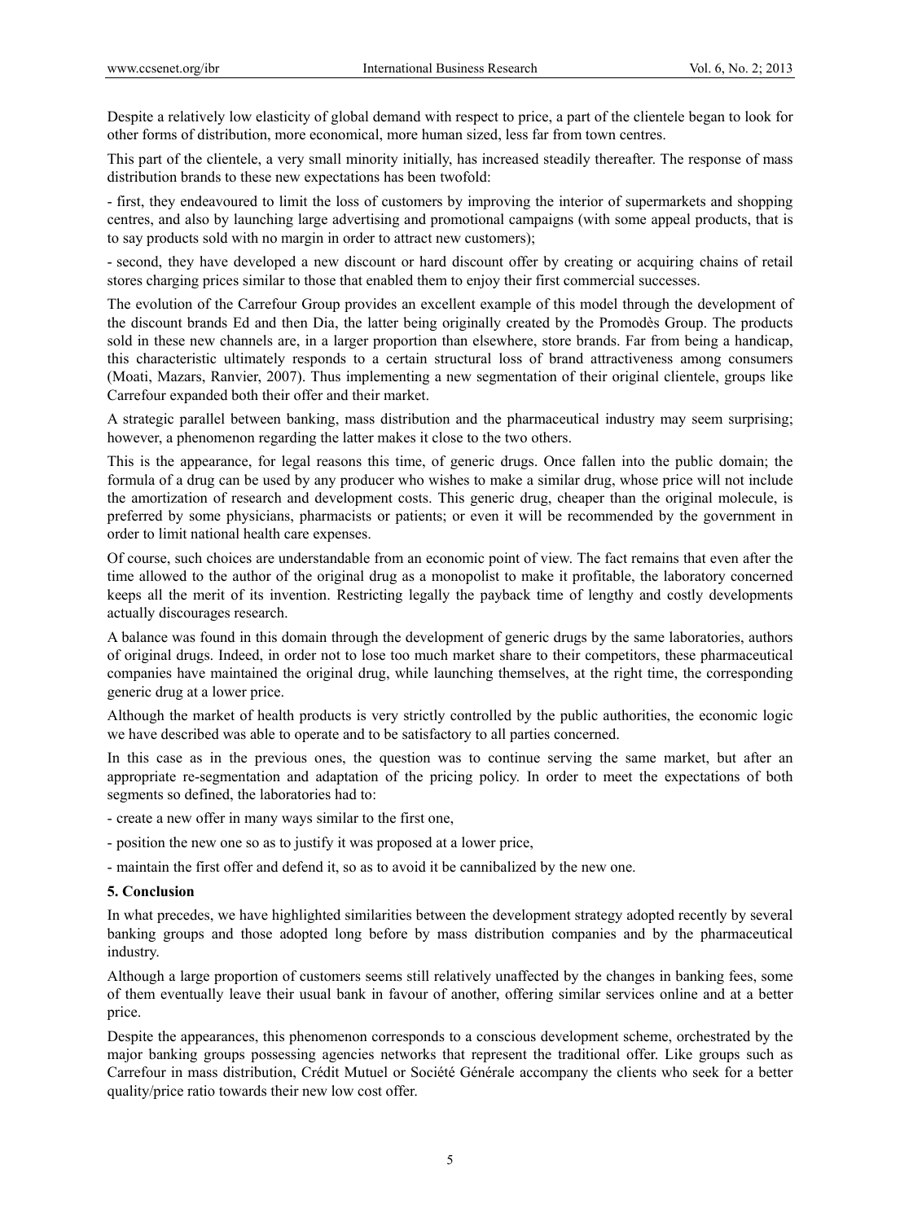Despite a relatively low elasticity of global demand with respect to price, a part of the clientele began to look for other forms of distribution, more economical, more human sized, less far from town centres.

This part of the clientele, a very small minority initially, has increased steadily thereafter. The response of mass distribution brands to these new expectations has been twofold:

- first, they endeavoured to limit the loss of customers by improving the interior of supermarkets and shopping centres, and also by launching large advertising and promotional campaigns (with some appeal products, that is to say products sold with no margin in order to attract new customers);

- second, they have developed a new discount or hard discount offer by creating or acquiring chains of retail stores charging prices similar to those that enabled them to enjoy their first commercial successes.

The evolution of the Carrefour Group provides an excellent example of this model through the development of the discount brands Ed and then Dia, the latter being originally created by the Promodès Group. The products sold in these new channels are, in a larger proportion than elsewhere, store brands. Far from being a handicap, this characteristic ultimately responds to a certain structural loss of brand attractiveness among consumers (Moati, Mazars, Ranvier, 2007). Thus implementing a new segmentation of their original clientele, groups like Carrefour expanded both their offer and their market.

A strategic parallel between banking, mass distribution and the pharmaceutical industry may seem surprising; however, a phenomenon regarding the latter makes it close to the two others.

This is the appearance, for legal reasons this time, of generic drugs. Once fallen into the public domain; the formula of a drug can be used by any producer who wishes to make a similar drug, whose price will not include the amortization of research and development costs. This generic drug, cheaper than the original molecule, is preferred by some physicians, pharmacists or patients; or even it will be recommended by the government in order to limit national health care expenses.

Of course, such choices are understandable from an economic point of view. The fact remains that even after the time allowed to the author of the original drug as a monopolist to make it profitable, the laboratory concerned keeps all the merit of its invention. Restricting legally the payback time of lengthy and costly developments actually discourages research.

A balance was found in this domain through the development of generic drugs by the same laboratories, authors of original drugs. Indeed, in order not to lose too much market share to their competitors, these pharmaceutical companies have maintained the original drug, while launching themselves, at the right time, the corresponding generic drug at a lower price.

Although the market of health products is very strictly controlled by the public authorities, the economic logic we have described was able to operate and to be satisfactory to all parties concerned.

In this case as in the previous ones, the question was to continue serving the same market, but after an appropriate re-segmentation and adaptation of the pricing policy. In order to meet the expectations of both segments so defined, the laboratories had to:

- create a new offer in many ways similar to the first one,

- position the new one so as to justify it was proposed at a lower price,

- maintain the first offer and defend it, so as to avoid it be cannibalized by the new one.

## 5. Conclusion

In what precedes, we have highlighted similarities between the development strategy adopted recently by several banking groups and those adopted long before by mass distribution companies and by the pharmaceutical industry.

Although a large proportion of customers seems still relatively unaffected by the changes in banking fees, some of them eventually leave their usual bank in favour of another, offering similar services online and at a better price.

Despite the appearances, this phenomenon corresponds to a conscious development scheme, orchestrated by the major banking groups possessing agencies networks that represent the traditional offer. Like groups such as Carrefour in mass distribution, Crédit Mutuel or Société Générale accompany the clients who seek for a better quality/price ratio towards their new low cost offer.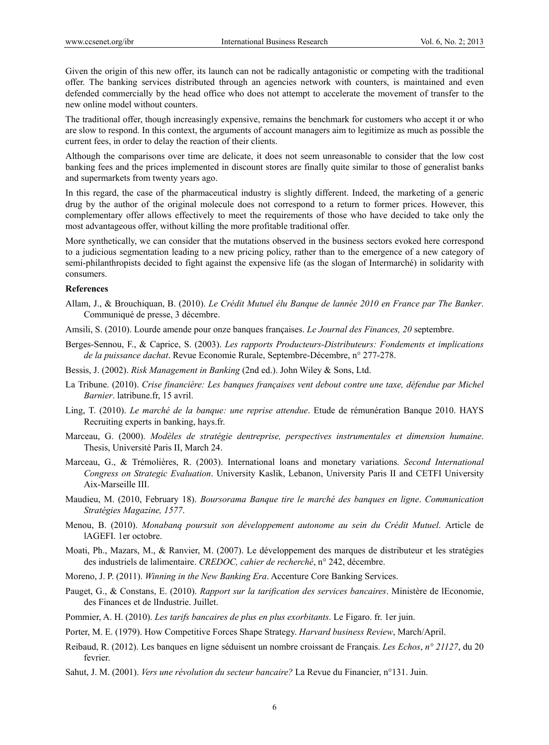Given the origin of this new offer, its launch can not be radically antagonistic or competing with the traditional offer. The banking services distributed through an agencies network with counters, is maintained and even defended commercially by the head office who does not attempt to accelerate the movement of transfer to the new online model without counters.

The traditional offer, though increasingly expensive, remains the benchmark for customers who accept it or who are slow to respond. In this context, the arguments of account managers aim to legitimize as much as possible the current fees, in order to delay the reaction of their clients.

Although the comparisons over time are delicate, it does not seem unreasonable to consider that the low cost banking fees and the prices implemented in discount stores are finally quite similar to those of generalist banks and supermarkets from twenty years ago.

In this regard, the case of the pharmaceutical industry is slightly different. Indeed, the marketing of a generic drug by the author of the original molecule does not correspond to a return to former prices. However, this complementary offer allows effectively to meet the requirements of those who have decided to take only the most advantageous offer, without killing the more profitable traditional offer.

More synthetically, we can consider that the mutations observed in the business sectors evoked here correspond to a judicious segmentation leading to a new pricing policy, rather than to the emergence of a new category of semi-philanthropists decided to fight against the expensive life (as the slogan of Intermarché) in solidarity with consumers.

## References

Allam, J., & Brouchiquan, B. (2010). *Le Crédit Mutuel élu Banque de lannée 2010 en France par The Banker*. Communiqué de presse, 3 décembre.

Amsili, S. (2010). Lourde amende pour onze banques françaises. *Le Journal des Finances, 20* septembre.

Berges-Sennou, F., & Caprice, S. (2003). *Les rapports Producteurs-Distributeurs: Fondements et implications de la puissance dachat*. Revue Economie Rurale, Septembre-Décembre, n° 277-278.

Bessis, J. (2002). *Risk Management in Banking* (2nd ed.). John Wiley & Sons, Ltd.

La Tribune. (2010). *Crise financière: Les banques françaises vent debout contre une taxe, défendue par Michel Barnier*. latribune.fr, 15 avril.

Ling, T. (2010). *Le marché de la banque: une reprise attendue*. Etude de rémunération Banque 2010. HAYS Recruiting experts in banking, hays.fr.

Marceau, G. (2000). *Modèles de stratégie dentreprise, perspectives instrumentales et dimension humaine*. Thesis, Université Paris II, March 24.

Marceau, G., & Trémolières, R. (2003). International loans and monetary variations. *Second International Congress on Strategic Evaluation*. University Kaslik, Lebanon, University Paris II and CETFI University Aix-Marseille III.

Maudieu, M. (2010, February 18). *Boursorama Banque tire le marché des banques en ligne*. *Communication Stratégies Magazine, 1577*.

Menou, B. (2010). *Monabanq poursuit son développement autonome au sein du Crédit Mutuel*. Article de lAGEFI. 1er octobre.

Moati, Ph., Mazars, M., & Ranvier, M. (2007). Le développement des marques de distributeur et les stratégies des industriels de lalimentaire. *CREDOC, cahier de recherché*, n° 242, décembre.

Moreno, J. P. (2011). *Winning in the New Banking Era*. Accenture Core Banking Services.

Pauget, G., & Constans, E. (2010). *Rapport sur la tarification des services bancaires*. Ministère de lEconomie, des Finances et de lIndustrie. Juillet.

Pommier, A. H. (2010). *Les tarifs bancaires de plus en plus exorbitants*. Le Figaro. fr. 1er juin.

Porter, M. E. (1979). How Competitive Forces Shape Strategy. *Harvard business Review*, March/April.

Reibaud, R. (2012). Les banques en ligne séduisent un nombre croissant de Français. *Les Echos*, *n° 21127*, du 20 fevrier.

Sahut, J. M. (2001). *Vers une révolution du secteur bancaire?* La Revue du Financier, n°131. Juin.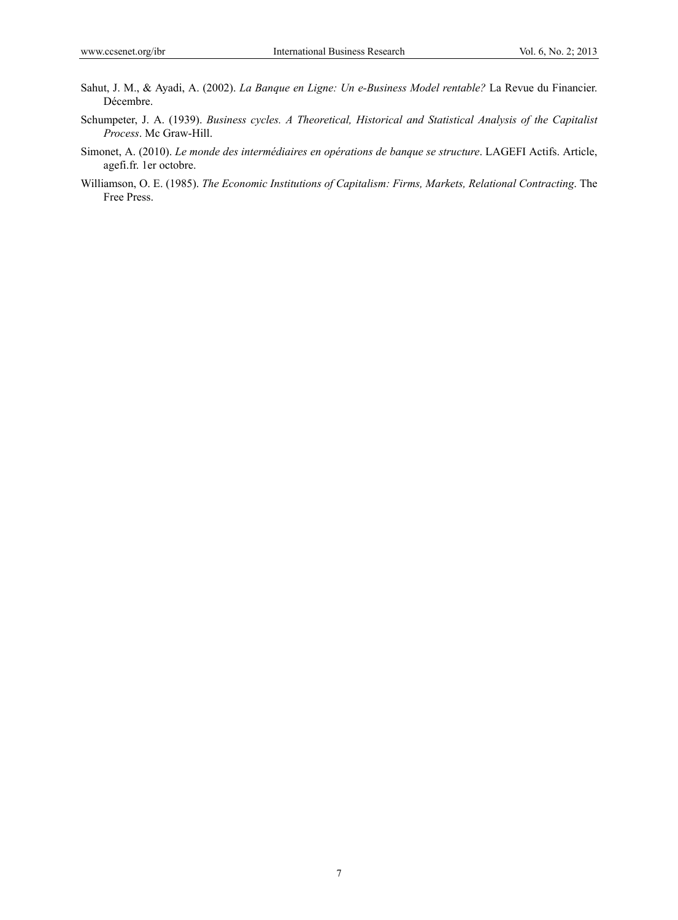Sahut, J. M., & Ayadi, A. (2002). *La Banque en Ligne: Un e-Business Model rentable?* La Revue du Financier. Décembre.

Schumpeter, J. A. (1939). *Business cycles. A Theoretical, Historical and Statistical Analysis of the Capitalist Process*. Mc Graw-Hill.

Simonet, A. (2010). *Le monde des intermédiaires en opérations de banque se structure*. LAGEFI Actifs. Article, agefi.fr. 1er octobre.

Williamson, O. E. (1985). *The Economic Institutions of Capitalism: Firms, Markets, Relational Contracting*. The Free Press.